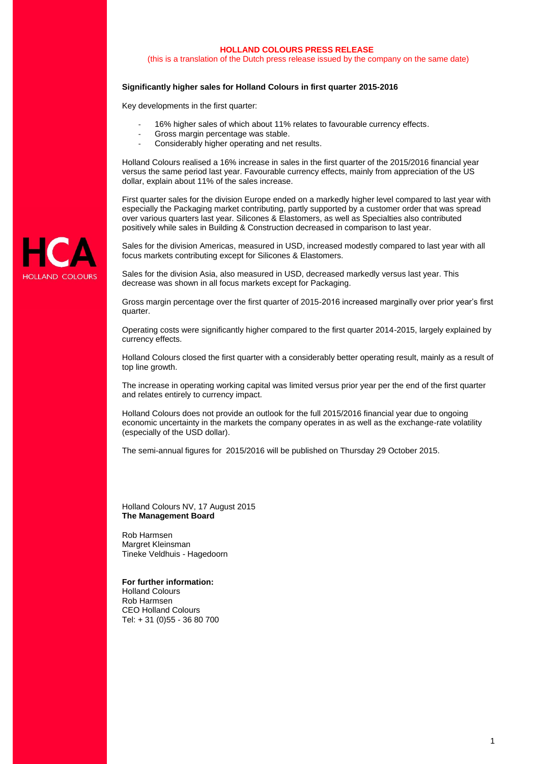**HOLLAND COLOURS PRESS RELEASE**

(this is a translation of the Dutch press release issued by the company on the same date)

**Significantly higher sales for Holland Colours in first quarter 2015-2016**

Key developments in the first quarter:

- 16% higher sales of which about 11% relates to favourable currency effects.
- Gross margin percentage was stable.
- Considerably higher operating and net results.

Holland Colours realised a 16% increase in sales in the first quarter of the 2015/2016 financial year versus the same period last year. Favourable currency effects, mainly from appreciation of the US dollar, explain about 11% of the sales increase.

First quarter sales for the division Europe ended on a markedly higher level compared to last year with especially the Packaging market contributing, partly supported by a customer order that was spread over various quarters last year. Silicones & Elastomers, as well as Specialties also contributed positively while sales in Building & Construction decreased in comparison to last year.

Sales for the division Americas, measured in USD, increased modestly compared to last year with all focus markets contributing except for Silicones & Elastomers.

Sales for the division Asia, also measured in USD, decreased markedly versus last year. This decrease was shown in all focus markets except for Packaging.

Gross margin percentage over the first quarter of 2015-2016 increased marginally over prior year's first quarter.

Operating costs were significantly higher compared to the first quarter 2014-2015, largely explained by currency effects.

Holland Colours closed the first quarter with a considerably better operating result, mainly as a result of top line growth.

The increase in operating working capital was limited versus prior year per the end of the first quarter and relates entirely to currency impact.

Holland Colours does not provide an outlook for the full 2015/2016 financial year due to ongoing economic uncertainty in the markets the company operates in as well as the exchange-rate volatility (especially of the USD dollar).

The semi-annual figures for 2015/2016 will be published on Thursday 29 October 2015.

Holland Colours NV, 17 August 2015
**The Management Board**

Rob Harmsen
Margret Kleinsman
Tineke Veldhuis - Hagedoorn

**For further information:**
Holland Colours
Rob Harmsen
CEO Holland Colours
Tel: + 31 (0)55 - 36 80 700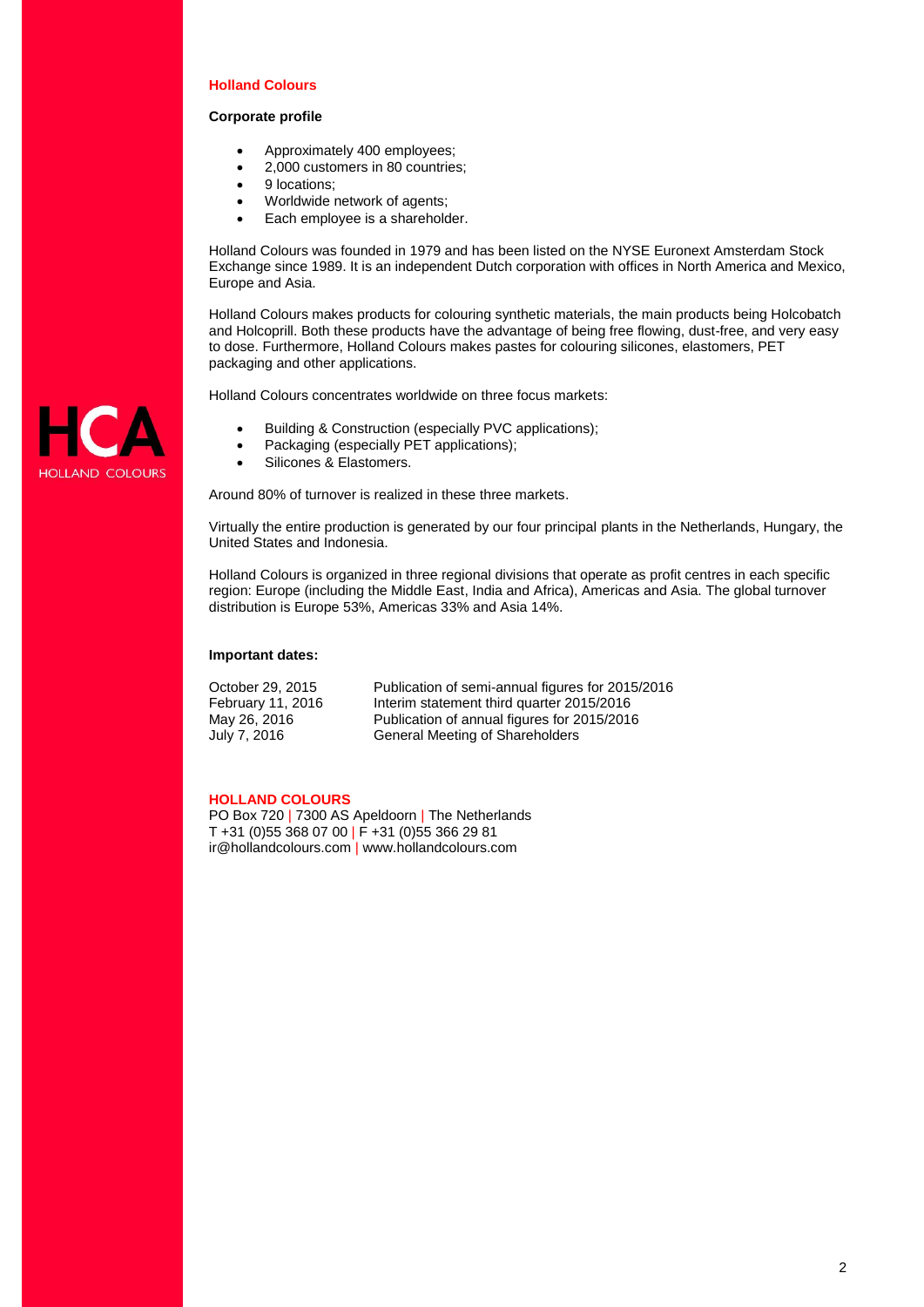## Holland Colours

### Corporate profile

- Approximately 400 employees;
- 2,000 customers in 80 countries;
- 9 locations;
- Worldwide network of agents;
- Each employee is a shareholder.

Holland Colours was founded in 1979 and has been listed on the NYSE Euronext Amsterdam Stock Exchange since 1989. It is an independent Dutch corporation with offices in North America and Mexico, Europe and Asia.

Holland Colours makes products for colouring synthetic materials, the main products being Holcobatch and Holcoprill. Both these products have the advantage of being free flowing, dust-free, and very easy to dose. Furthermore, Holland Colours makes pastes for colouring silicones, elastomers, PET packaging and other applications.

Holland Colours concentrates worldwide on three focus markets:

- Building & Construction (especially PVC applications);
- Packaging (especially PET applications);
- Silicones & Elastomers.

Around 80% of turnover is realized in these three markets.

Virtually the entire production is generated by our four principal plants in the Netherlands, Hungary, the United States and Indonesia.

Holland Colours is organized in three regional divisions that operate as profit centres in each specific region: Europe (including the Middle East, India and Africa), Americas and Asia. The global turnover distribution is Europe 53%, Americas 33% and Asia 14%.

### Important dates:

| | |
|---|---|
| October 29, 2015 | Publication of semi-annual figures for 2015/2016 |
| February 11, 2016 | Interim statement third quarter 2015/2016 |
| May 26, 2016 | Publication of annual figures for 2015/2016 |
| July 7, 2016 | General Meeting of Shareholders |

**HOLLAND COLOURS**
PO Box 720 | 7300 AS Apeldoorn | The Netherlands
T +31 (0)55 368 07 00 | F +31 (0)55 366 29 81
ir@hollandcolours.com | www.hollandcolours.com